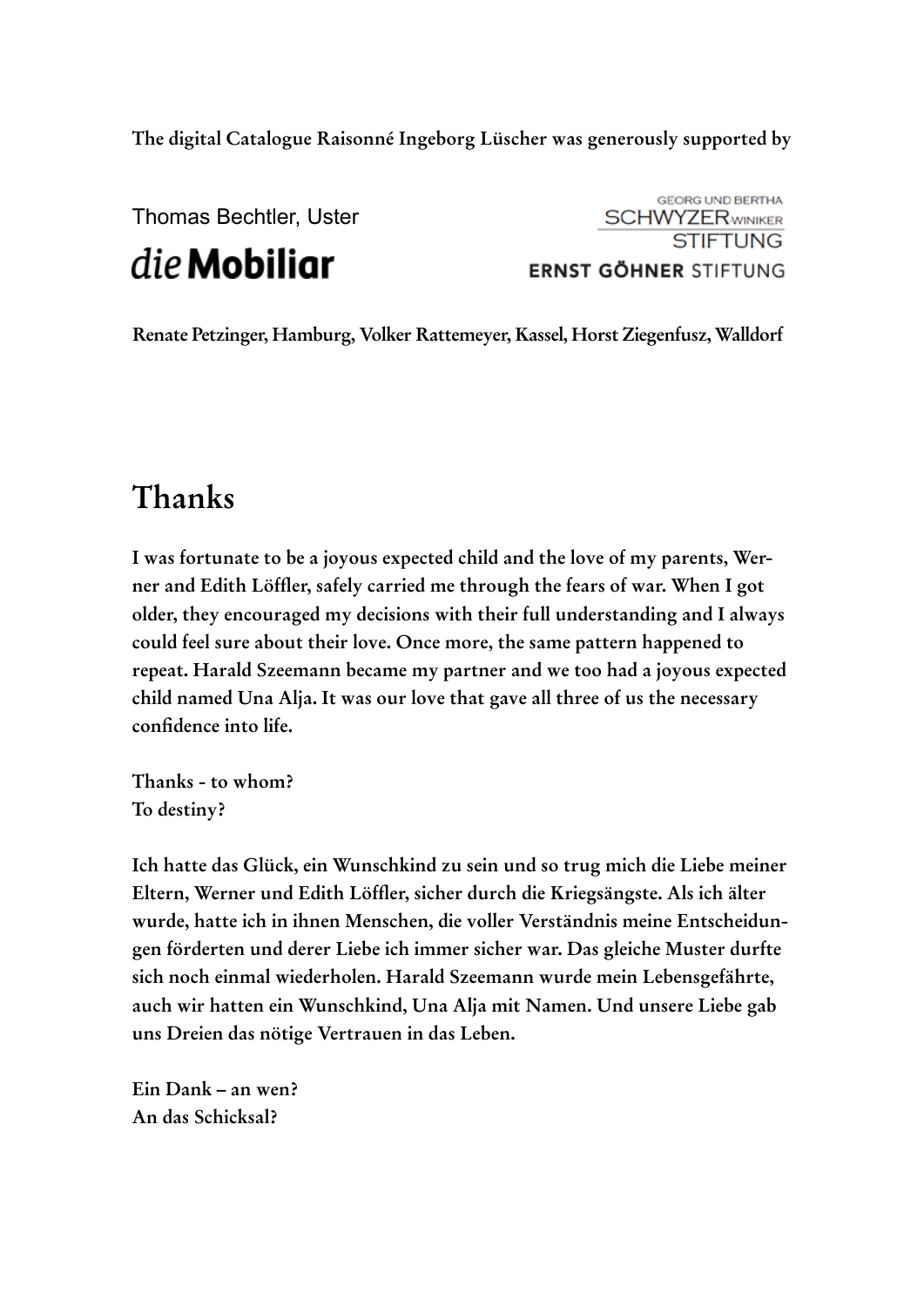The digital Catalogue Raisonné Ingeborg Lüscher was generously supported by

Thomas Bechtler, Uster

die Mobiliar

GEORG UND BERTHA SCHWYZER WINIKER STIFTUNG

ERNST GÖHNER STIFTUNG

Renate Petzinger, Hamburg, Volker Rattemeyer, Kassel, Horst Ziegenfusz, Walldorf

# Thanks

**I was fortunate to be a joyous expected child and the love of my parents, Werner and Edith Löffler, safely carried me through the fears of war. When I got older, they encouraged my decisions with their full understanding and I always could feel sure about their love. Once more, the same pattern happened to repeat. Harald Szeemann became my partner and we too had a joyous expected child named Una Alja. It was our love that gave all three of us the necessary confidence into life.**

**Thanks - to whom?**
**To destiny?**

**Ich hatte das Glück, ein Wunschkind zu sein und so trug mich die Liebe meiner Eltern, Werner und Edith Löffler, sicher durch die Kriegsängste. Als ich älter wurde, hatte ich in ihnen Menschen, die voller Verständnis meine Entscheidungen förderten und derer Liebe ich immer sicher war. Das gleiche Muster durfte sich noch einmal wiederholen. Harald Szeemann wurde mein Lebensgefährte, auch wir hatten ein Wunschkind, Una Alja mit Namen. Und unsere Liebe gab uns Dreien das nötige Vertrauen in das Leben.**

**Ein Dank – an wen?**
**An das Schicksal?**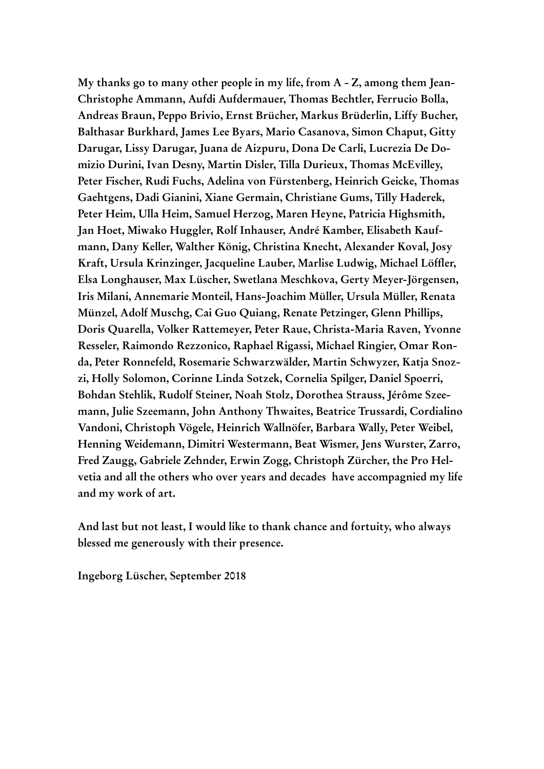**My thanks go to many other people in my life, from A - Z, among them Jean-Christophe Ammann, Aufdi Aufdermauer, Thomas Bechtler, Ferrucio Bolla, Andreas Braun, Peppo Brivio, Ernst Brücher, Markus Brüderlin, Liffy Bucher, Balthasar Burkhard, James Lee Byars, Mario Casanova, Simon Chaput, Gitty Darugar, Lissy Darugar, Juana de Aizpuru, Dona De Carli, Lucrezia De Domizio Durini, Ivan Desny, Martin Disler, Tilla Durieux, Thomas McEvilley, Peter Fischer, Rudi Fuchs, Adelina von Fürstenberg, Heinrich Geicke, Thomas Gaehtgens, Dadi Gianini, Xiane Germain, Christiane Gums, Tilly Haderek, Peter Heim, Ulla Heim, Samuel Herzog, Maren Heyne, Patricia Highsmith, Jan Hoet, Miwako Huggler, Rolf Inhauser, André Kamber, Elisabeth Kaufmann, Dany Keller, Walther König, Christina Knecht, Alexander Koval, Josy Kraft, Ursula Krinzinger, Jacqueline Lauber, Marlise Ludwig, Michael Löffler, Elsa Longhauser, Max Lüscher, Swetlana Meschkova, Gerty Meyer-Jörgensen, Iris Milani, Annemarie Monteil, Hans-Joachim Müller, Ursula Müller, Renata Münzel, Adolf Muschg, Cai Guo Quiang, Renate Petzinger, Glenn Phillips, Doris Quarella, Volker Rattemeyer, Peter Raue, Christa-Maria Raven, Yvonne Resseler, Raimondo Rezzonico, Raphael Rigassi, Michael Ringier, Omar Ronda, Peter Ronnefeld, Rosemarie Schwarzwälder, Martin Schwyzer, Katja Snozzi, Holly Solomon, Corinne Linda Sotzek, Cornelia Spilger, Daniel Spoerri, Bohdan Stehlik, Rudolf Steiner, Noah Stolz, Dorothea Strauss, Jérôme Szeemann, Julie Szeemann, John Anthony Thwaites, Beatrice Trussardi, Cordialino Vandoni, Christoph Vögele, Heinrich Wallnöfer, Barbara Wally, Peter Weibel, Henning Weidemann, Dimitri Westermann, Beat Wismer, Jens Wurster, Zarro, Fred Zaugg, Gabriele Zehnder, Erwin Zogg, Christoph Zürcher, the Pro Helvetia and all the others who over years and decades have accompagnied my life and my work of art.**

**And last but not least, I would like to thank chance and fortuity, who always blessed me generously with their presence.**

**Ingeborg Lüscher, September 2018**